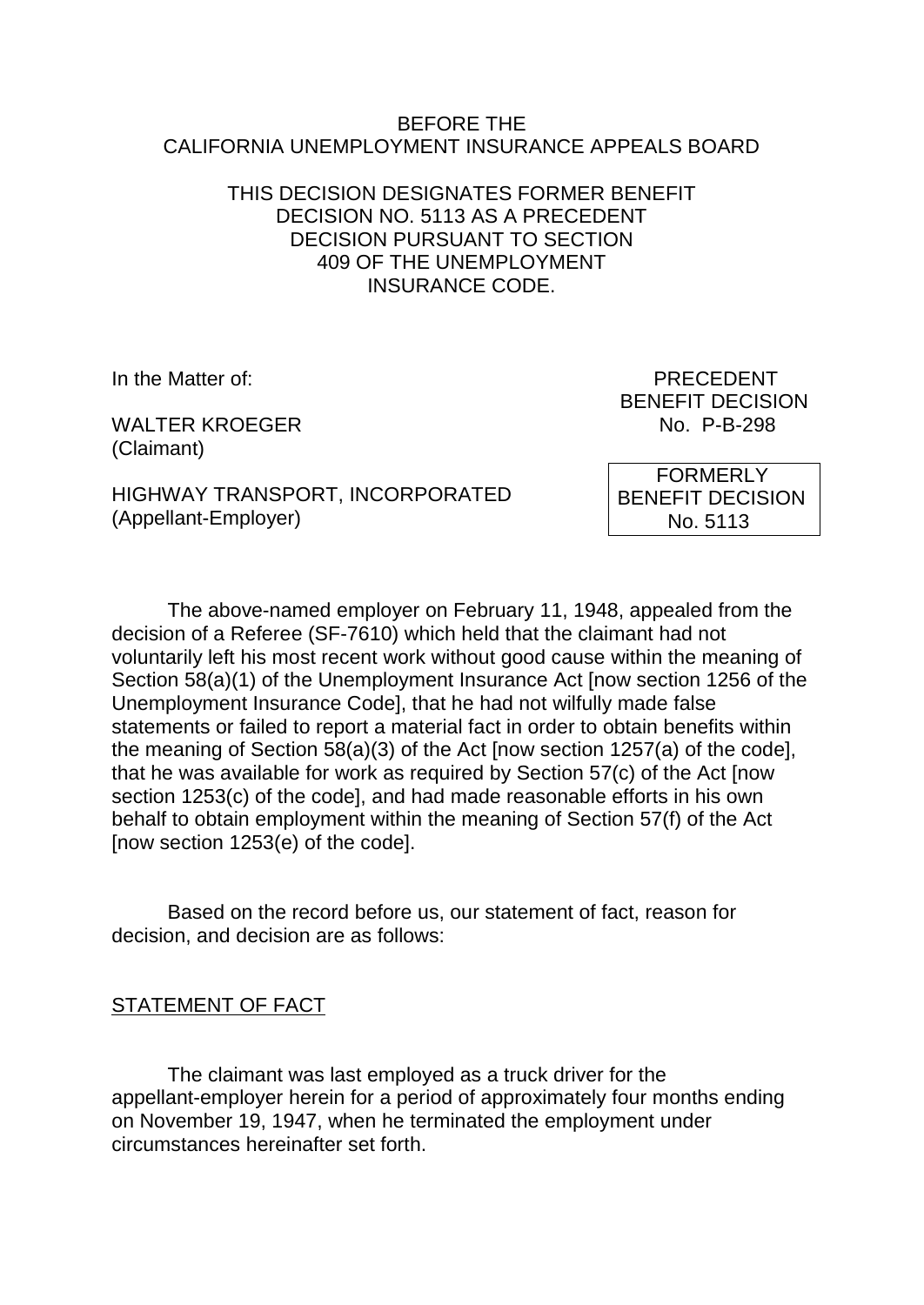BEFORE THE
CALIFORNIA UNEMPLOYMENT INSURANCE APPEALS BOARD

THIS DECISION DESIGNATES FORMER BENEFIT DECISION NO. 5113 AS A PRECEDENT DECISION PURSUANT TO SECTION 409 OF THE UNEMPLOYMENT INSURANCE CODE.

In the Matter of:

WALTER KROEGER
(Claimant)

HIGHWAY TRANSPORT, INCORPORATED
(Appellant-Employer)

PRECEDENT
BENEFIT DECISION
No. P-B-298

FORMERLY
BENEFIT DECISION
No. 5113

The above-named employer on February 11, 1948, appealed from the decision of a Referee (SF-7610) which held that the claimant had not voluntarily left his most recent work without good cause within the meaning of Section 58(a)(1) of the Unemployment Insurance Act [now section 1256 of the Unemployment Insurance Code], that he had not wilfully made false statements or failed to report a material fact in order to obtain benefits within the meaning of Section 58(a)(3) of the Act [now section 1257(a) of the code], that he was available for work as required by Section 57(c) of the Act [now section 1253(c) of the code], and had made reasonable efforts in his own behalf to obtain employment within the meaning of Section 57(f) of the Act [now section 1253(e) of the code].

Based on the record before us, our statement of fact, reason for decision, and decision are as follows:

STATEMENT OF FACT

The claimant was last employed as a truck driver for the appellant-employer herein for a period of approximately four months ending on November 19, 1947, when he terminated the employment under circumstances hereinafter set forth.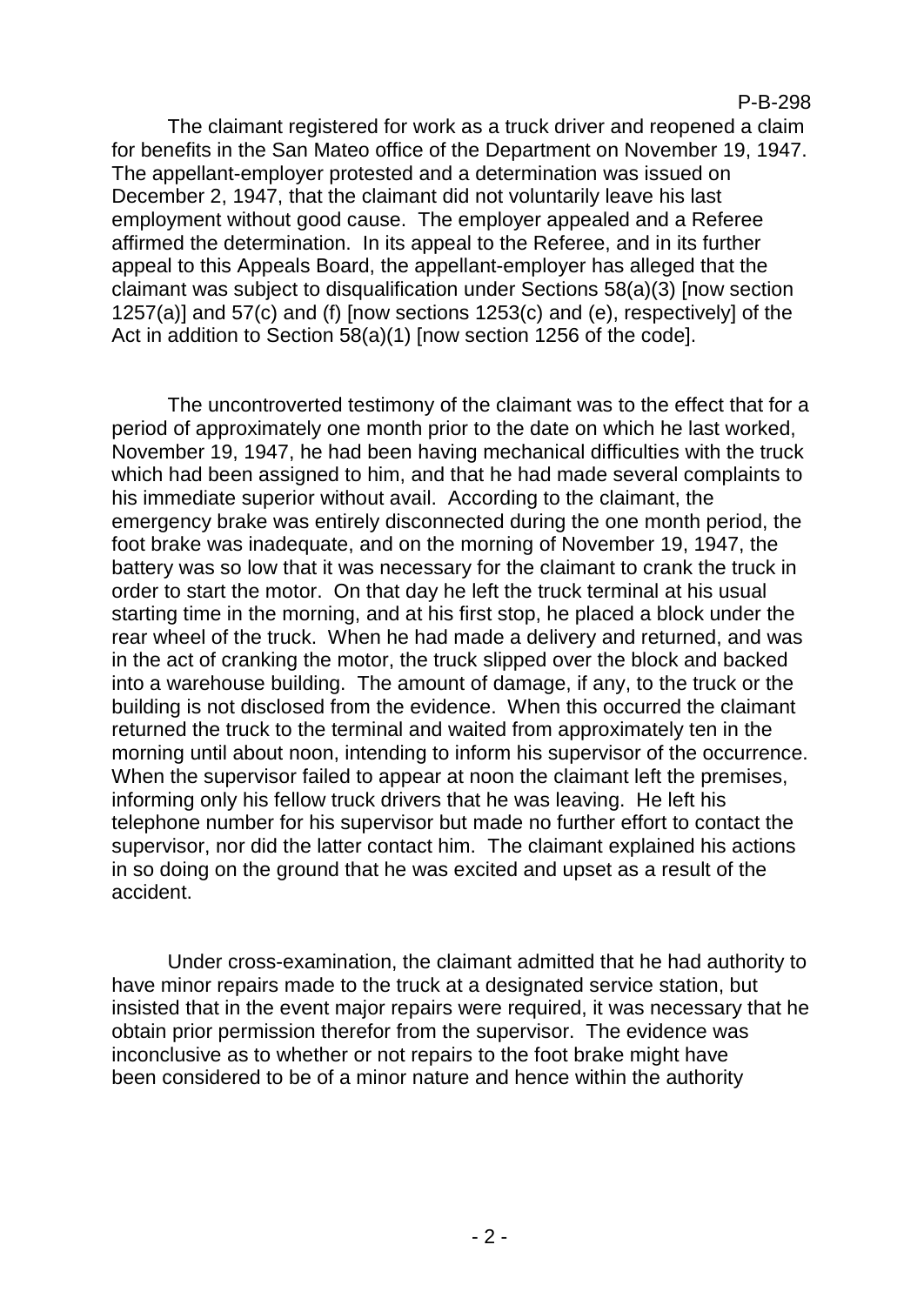The claimant registered for work as a truck driver and reopened a claim for benefits in the San Mateo office of the Department on November 19, 1947. The appellant-employer protested and a determination was issued on December 2, 1947, that the claimant did not voluntarily leave his last employment without good cause. The employer appealed and a Referee affirmed the determination. In its appeal to the Referee, and in its further appeal to this Appeals Board, the appellant-employer has alleged that the claimant was subject to disqualification under Sections 58(a)(3) [now section 1257(a)] and 57(c) and (f) [now sections 1253(c) and (e), respectively] of the Act in addition to Section 58(a)(1) [now section 1256 of the code].

The uncontroverted testimony of the claimant was to the effect that for a period of approximately one month prior to the date on which he last worked, November 19, 1947, he had been having mechanical difficulties with the truck which had been assigned to him, and that he had made several complaints to his immediate superior without avail. According to the claimant, the emergency brake was entirely disconnected during the one month period, the foot brake was inadequate, and on the morning of November 19, 1947, the battery was so low that it was necessary for the claimant to crank the truck in order to start the motor. On that day he left the truck terminal at his usual starting time in the morning, and at his first stop, he placed a block under the rear wheel of the truck. When he had made a delivery and returned, and was in the act of cranking the motor, the truck slipped over the block and backed into a warehouse building. The amount of damage, if any, to the truck or the building is not disclosed from the evidence. When this occurred the claimant returned the truck to the terminal and waited from approximately ten in the morning until about noon, intending to inform his supervisor of the occurrence. When the supervisor failed to appear at noon the claimant left the premises, informing only his fellow truck drivers that he was leaving. He left his telephone number for his supervisor but made no further effort to contact the supervisor, nor did the latter contact him. The claimant explained his actions in so doing on the ground that he was excited and upset as a result of the accident.

Under cross-examination, the claimant admitted that he had authority to have minor repairs made to the truck at a designated service station, but insisted that in the event major repairs were required, it was necessary that he obtain prior permission therefor from the supervisor. The evidence was inconclusive as to whether or not repairs to the foot brake might have been considered to be of a minor nature and hence within the authority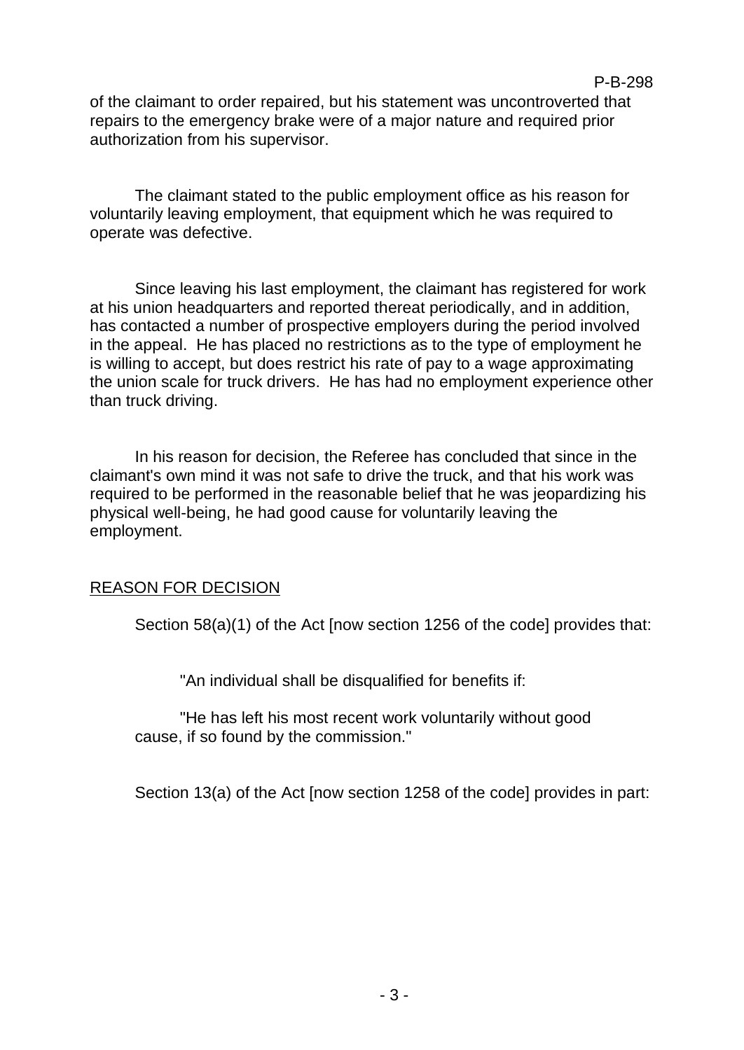of the claimant to order repaired, but his statement was uncontroverted that repairs to the emergency brake were of a major nature and required prior authorization from his supervisor.

The claimant stated to the public employment office as his reason for voluntarily leaving employment, that equipment which he was required to operate was defective.

Since leaving his last employment, the claimant has registered for work at his union headquarters and reported thereat periodically, and in addition, has contacted a number of prospective employers during the period involved in the appeal. He has placed no restrictions as to the type of employment he is willing to accept, but does restrict his rate of pay to a wage approximating the union scale for truck drivers. He has had no employment experience other than truck driving.

In his reason for decision, the Referee has concluded that since in the claimant's own mind it was not safe to drive the truck, and that his work was required to be performed in the reasonable belief that he was jeopardizing his physical well-being, he had good cause for voluntarily leaving the employment.

## REASON FOR DECISION

Section 58(a)(1) of the Act [now section 1256 of the code] provides that:

> "An individual shall be disqualified for benefits if:
>
> "He has left his most recent work voluntarily without good cause, if so found by the commission."

Section 13(a) of the Act [now section 1258 of the code] provides in part: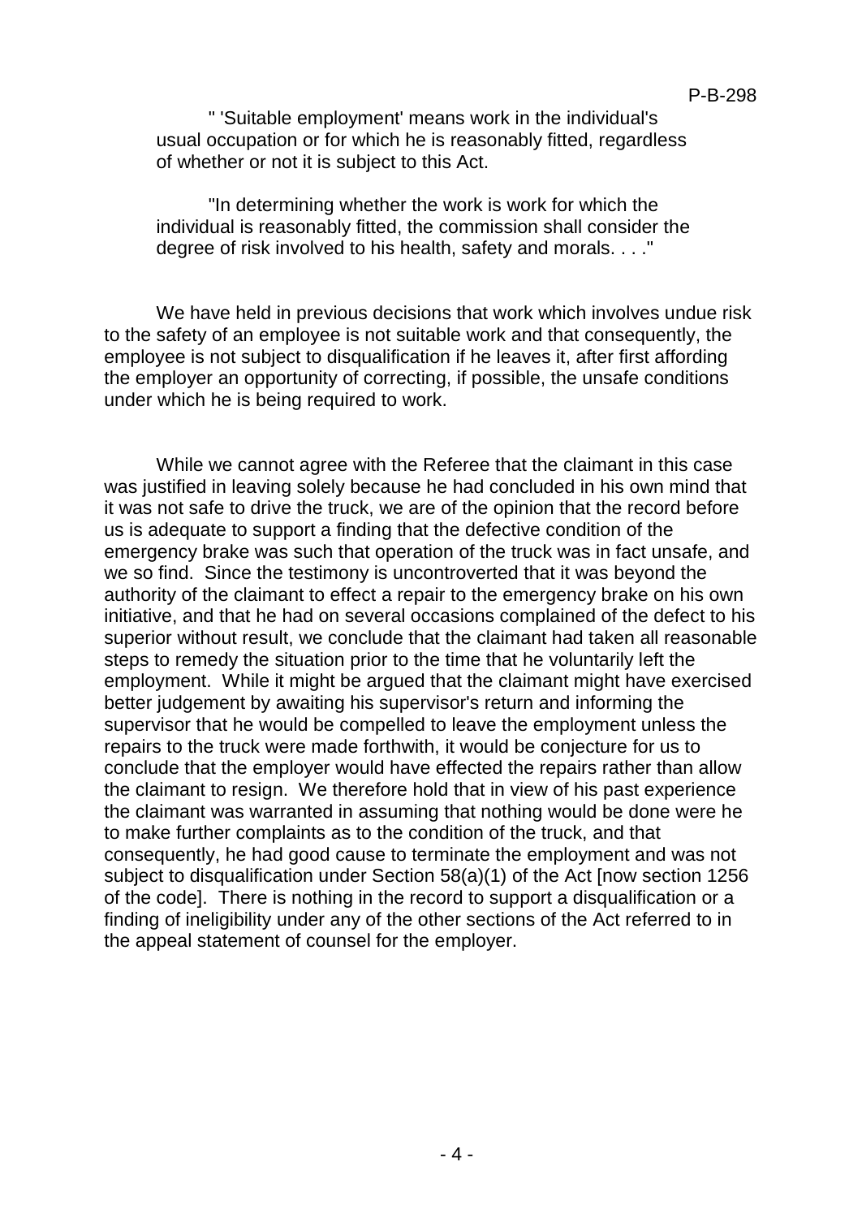> " 'Suitable employment' means work in the individual's usual occupation or for which he is reasonably fitted, regardless of whether or not it is subject to this Act.
>
> "In determining whether the work is work for which the individual is reasonably fitted, the commission shall consider the degree of risk involved to his health, safety and morals. . . ."

We have held in previous decisions that work which involves undue risk to the safety of an employee is not suitable work and that consequently, the employee is not subject to disqualification if he leaves it, after first affording the employer an opportunity of correcting, if possible, the unsafe conditions under which he is being required to work.

While we cannot agree with the Referee that the claimant in this case was justified in leaving solely because he had concluded in his own mind that it was not safe to drive the truck, we are of the opinion that the record before us is adequate to support a finding that the defective condition of the emergency brake was such that operation of the truck was in fact unsafe, and we so find. Since the testimony is uncontroverted that it was beyond the authority of the claimant to effect a repair to the emergency brake on his own initiative, and that he had on several occasions complained of the defect to his superior without result, we conclude that the claimant had taken all reasonable steps to remedy the situation prior to the time that he voluntarily left the employment. While it might be argued that the claimant might have exercised better judgement by awaiting his supervisor's return and informing the supervisor that he would be compelled to leave the employment unless the repairs to the truck were made forthwith, it would be conjecture for us to conclude that the employer would have effected the repairs rather than allow the claimant to resign. We therefore hold that in view of his past experience the claimant was warranted in assuming that nothing would be done were he to make further complaints as to the condition of the truck, and that consequently, he had good cause to terminate the employment and was not subject to disqualification under Section 58(a)(1) of the Act [now section 1256 of the code]. There is nothing in the record to support a disqualification or a finding of ineligibility under any of the other sections of the Act referred to in the appeal statement of counsel for the employer.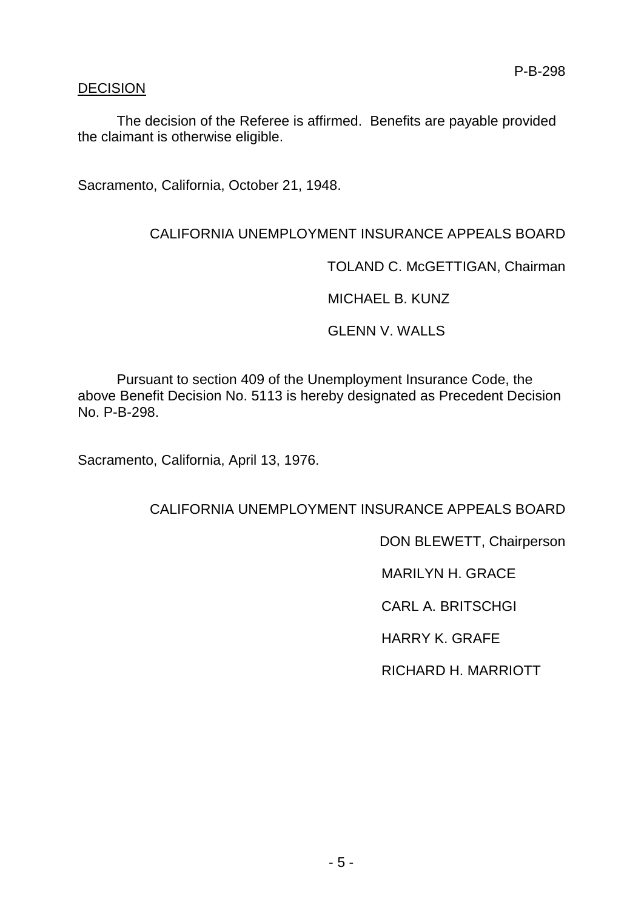P-B-298

DECISION

The decision of the Referee is affirmed. Benefits are payable provided the claimant is otherwise eligible.

Sacramento, California, October 21, 1948.

CALIFORNIA UNEMPLOYMENT INSURANCE APPEALS BOARD

TOLAND C. McGETTIGAN, Chairman

MICHAEL B. KUNZ

GLENN V. WALLS

Pursuant to section 409 of the Unemployment Insurance Code, the above Benefit Decision No. 5113 is hereby designated as Precedent Decision No. P-B-298.

Sacramento, California, April 13, 1976.

CALIFORNIA UNEMPLOYMENT INSURANCE APPEALS BOARD

DON BLEWETT, Chairperson

MARILYN H. GRACE

CARL A. BRITSCHGI

HARRY K. GRAFE

RICHARD H. MARRIOTT